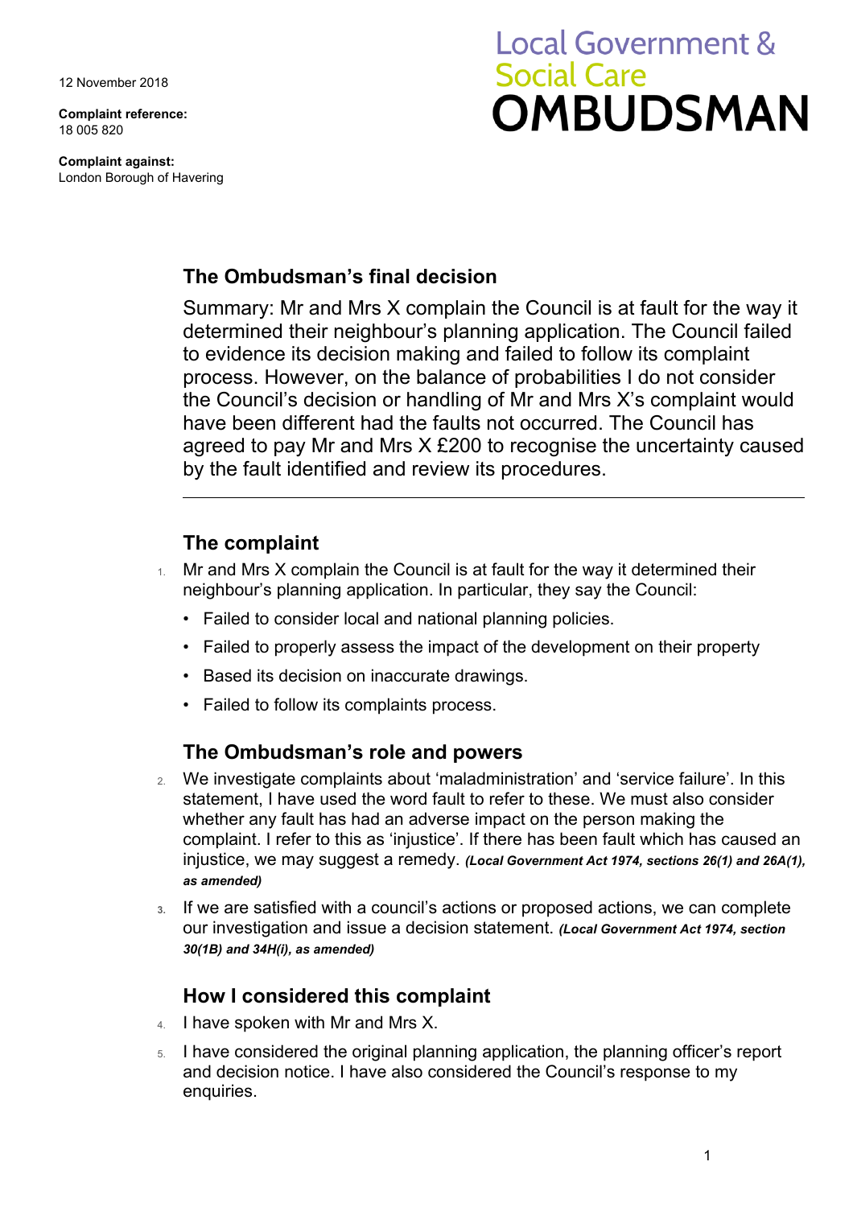12 November 2018

**Complaint reference:**
18 005 820

**Complaint against:**
London Borough of Havering

Local Government & Social Care
# OMBUDSMAN

## The Ombudsman's final decision

Summary: Mr and Mrs X complain the Council is at fault for the way it determined their neighbour's planning application. The Council failed to evidence its decision making and failed to follow its complaint process. However, on the balance of probabilities I do not consider the Council's decision or handling of Mr and Mrs X's complaint would have been different had the faults not occurred. The Council has agreed to pay Mr and Mrs X £200 to recognise the uncertainty caused by the fault identified and review its procedures.

---

## The complaint

1. Mr and Mrs X complain the Council is at fault for the way it determined their neighbour's planning application. In particular, they say the Council:
   - Failed to consider local and national planning policies.
   - Failed to properly assess the impact of the development on their property
   - Based its decision on inaccurate drawings.
   - Failed to follow its complaints process.

## The Ombudsman's role and powers

2. We investigate complaints about 'maladministration' and 'service failure'. In this statement, I have used the word fault to refer to these. We must also consider whether any fault has had an adverse impact on the person making the complaint. I refer to this as 'injustice'. If there has been fault which has caused an injustice, we may suggest a remedy. ***(Local Government Act 1974, sections 26(1) and 26A(1), as amended)***

3. If we are satisfied with a council's actions or proposed actions, we can complete our investigation and issue a decision statement. ***(Local Government Act 1974, section 30(1B) and 34H(i), as amended)***

## How I considered this complaint

4. I have spoken with Mr and Mrs X.

5. I have considered the original planning application, the planning officer's report and decision notice. I have also considered the Council's response to my enquiries.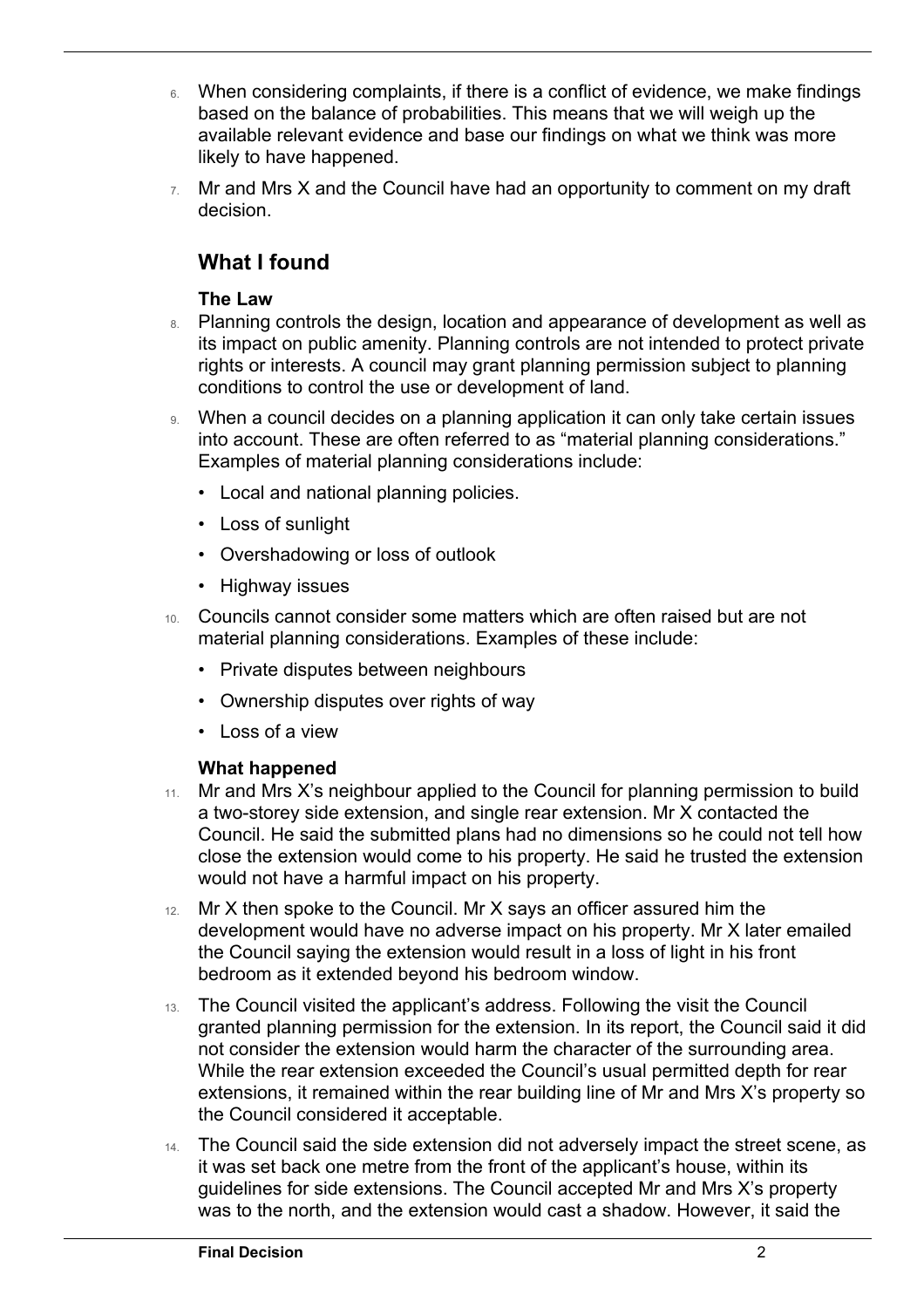6. When considering complaints, if there is a conflict of evidence, we make findings based on the balance of probabilities. This means that we will weigh up the available relevant evidence and base our findings on what we think was more likely to have happened.

7. Mr and Mrs X and the Council have had an opportunity to comment on my draft decision.

## What I found

### The Law

8. Planning controls the design, location and appearance of development as well as its impact on public amenity. Planning controls are not intended to protect private rights or interests. A council may grant planning permission subject to planning conditions to control the use or development of land.

9. When a council decides on a planning application it can only take certain issues into account. These are often referred to as "material planning considerations." Examples of material planning considerations include:
   - Local and national planning policies.
   - Loss of sunlight
   - Overshadowing or loss of outlook
   - Highway issues

10. Councils cannot consider some matters which are often raised but are not material planning considerations. Examples of these include:
    - Private disputes between neighbours
    - Ownership disputes over rights of way
    - Loss of a view

### What happened

11. Mr and Mrs X's neighbour applied to the Council for planning permission to build a two-storey side extension, and single rear extension. Mr X contacted the Council. He said the submitted plans had no dimensions so he could not tell how close the extension would come to his property. He said he trusted the extension would not have a harmful impact on his property.

12. Mr X then spoke to the Council. Mr X says an officer assured him the development would have no adverse impact on his property. Mr X later emailed the Council saying the extension would result in a loss of light in his front bedroom as it extended beyond his bedroom window.

13. The Council visited the applicant's address. Following the visit the Council granted planning permission for the extension. In its report, the Council said it did not consider the extension would harm the character of the surrounding area. While the rear extension exceeded the Council's usual permitted depth for rear extensions, it remained within the rear building line of Mr and Mrs X's property so the Council considered it acceptable.

14. The Council said the side extension did not adversely impact the street scene, as it was set back one metre from the front of the applicant's house, within its guidelines for side extensions. The Council accepted Mr and Mrs X's property was to the north, and the extension would cast a shadow. However, it said the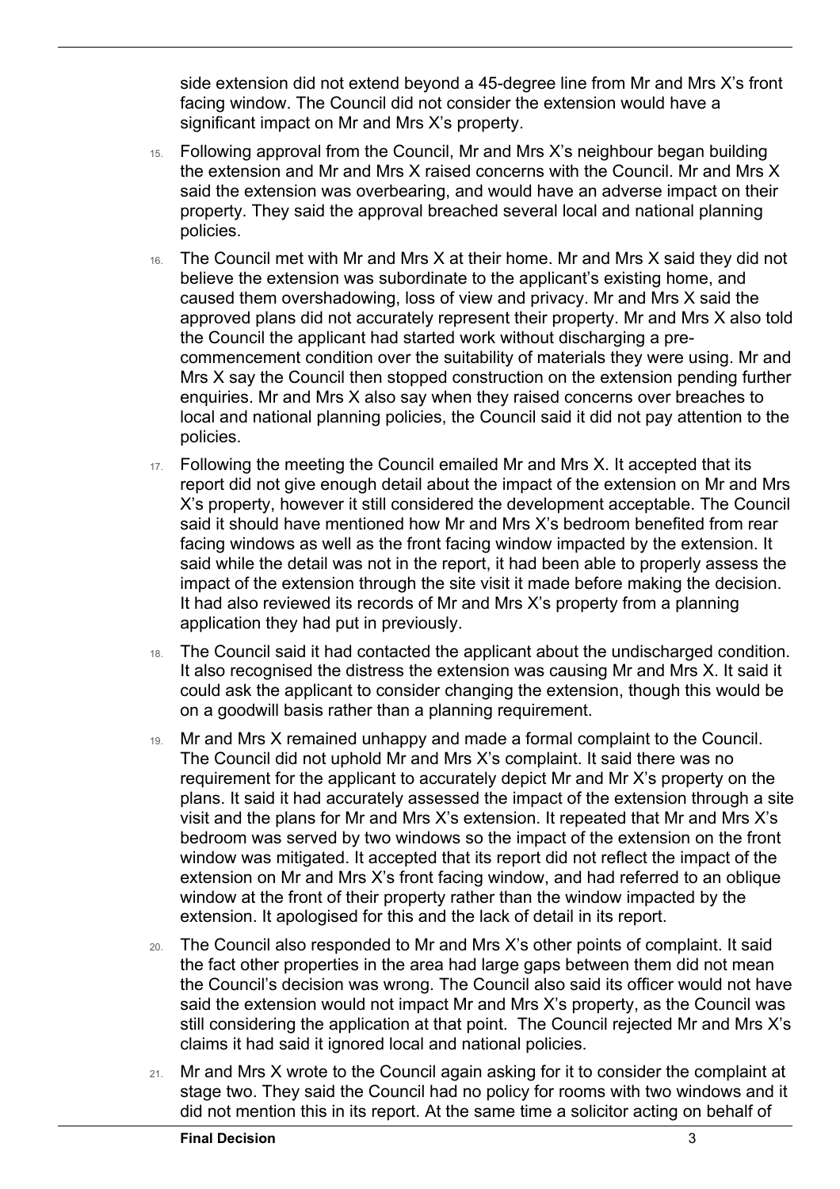side extension did not extend beyond a 45-degree line from Mr and Mrs X's front facing window. The Council did not consider the extension would have a significant impact on Mr and Mrs X's property.

15. Following approval from the Council, Mr and Mrs X's neighbour began building the extension and Mr and Mrs X raised concerns with the Council. Mr and Mrs X said the extension was overbearing, and would have an adverse impact on their property. They said the approval breached several local and national planning policies.

16. The Council met with Mr and Mrs X at their home. Mr and Mrs X said they did not believe the extension was subordinate to the applicant's existing home, and caused them overshadowing, loss of view and privacy. Mr and Mrs X said the approved plans did not accurately represent their property. Mr and Mrs X also told the Council the applicant had started work without discharging a pre-commencement condition over the suitability of materials they were using. Mr and Mrs X say the Council then stopped construction on the extension pending further enquiries. Mr and Mrs X also say when they raised concerns over breaches to local and national planning policies, the Council said it did not pay attention to the policies.

17. Following the meeting the Council emailed Mr and Mrs X. It accepted that its report did not give enough detail about the impact of the extension on Mr and Mrs X's property, however it still considered the development acceptable. The Council said it should have mentioned how Mr and Mrs X's bedroom benefited from rear facing windows as well as the front facing window impacted by the extension. It said while the detail was not in the report, it had been able to properly assess the impact of the extension through the site visit it made before making the decision. It had also reviewed its records of Mr and Mrs X's property from a planning application they had put in previously.

18. The Council said it had contacted the applicant about the undischarged condition. It also recognised the distress the extension was causing Mr and Mrs X. It said it could ask the applicant to consider changing the extension, though this would be on a goodwill basis rather than a planning requirement.

19. Mr and Mrs X remained unhappy and made a formal complaint to the Council. The Council did not uphold Mr and Mrs X's complaint. It said there was no requirement for the applicant to accurately depict Mr and Mr X's property on the plans. It said it had accurately assessed the impact of the extension through a site visit and the plans for Mr and Mrs X's extension. It repeated that Mr and Mrs X's bedroom was served by two windows so the impact of the extension on the front window was mitigated. It accepted that its report did not reflect the impact of the extension on Mr and Mrs X's front facing window, and had referred to an oblique window at the front of their property rather than the window impacted by the extension. It apologised for this and the lack of detail in its report.

20. The Council also responded to Mr and Mrs X's other points of complaint. It said the fact other properties in the area had large gaps between them did not mean the Council's decision was wrong. The Council also said its officer would not have said the extension would not impact Mr and Mrs X's property, as the Council was still considering the application at that point. The Council rejected Mr and Mrs X's claims it had said it ignored local and national policies.

21. Mr and Mrs X wrote to the Council again asking for it to consider the complaint at stage two. They said the Council had no policy for rooms with two windows and it did not mention this in its report. At the same time a solicitor acting on behalf of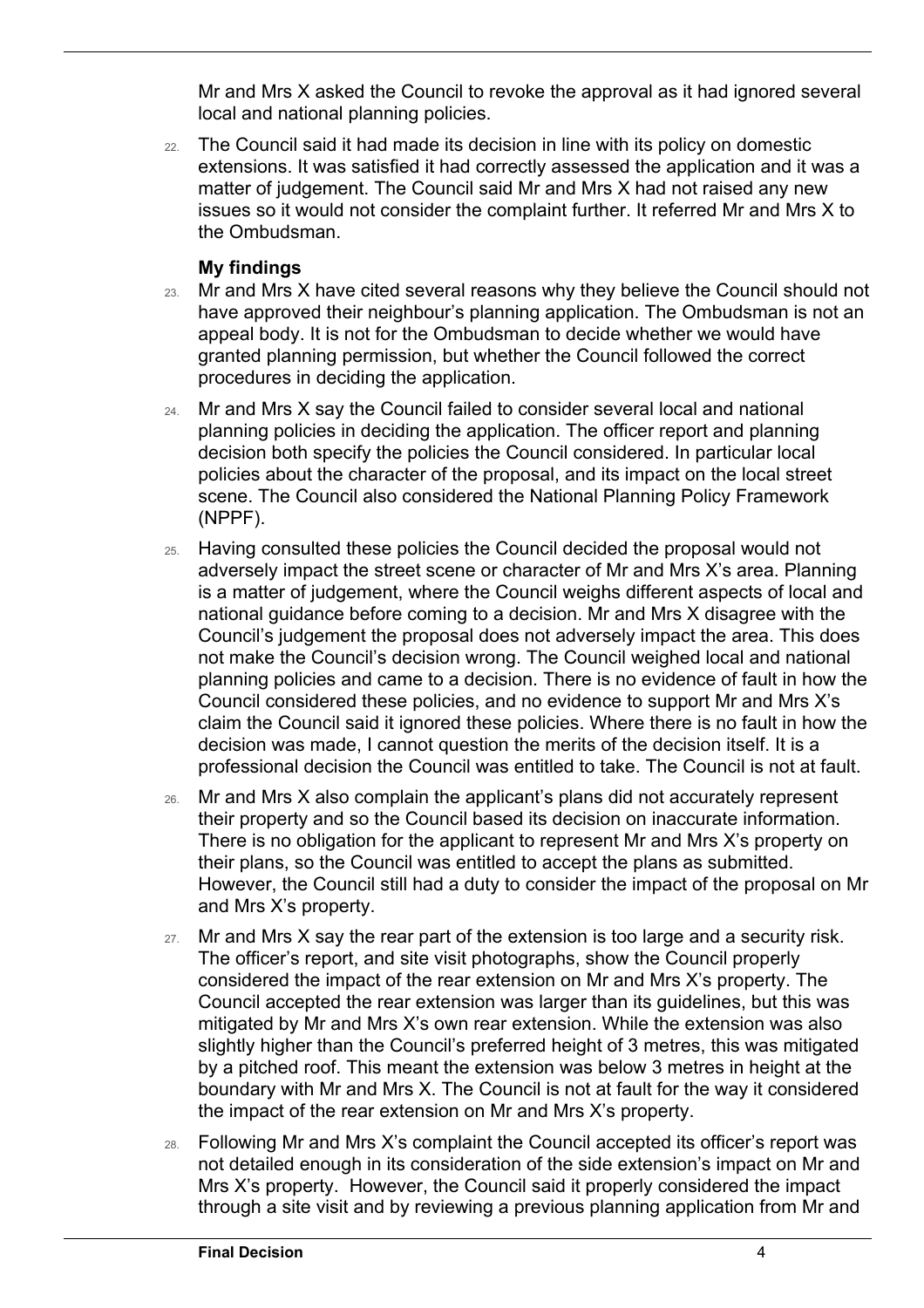Mr and Mrs X asked the Council to revoke the approval as it had ignored several local and national planning policies.

22. The Council said it had made its decision in line with its policy on domestic extensions. It was satisfied it had correctly assessed the application and it was a matter of judgement. The Council said Mr and Mrs X had not raised any new issues so it would not consider the complaint further. It referred Mr and Mrs X to the Ombudsman.

### My findings

23. Mr and Mrs X have cited several reasons why they believe the Council should not have approved their neighbour's planning application. The Ombudsman is not an appeal body. It is not for the Ombudsman to decide whether we would have granted planning permission, but whether the Council followed the correct procedures in deciding the application.

24. Mr and Mrs X say the Council failed to consider several local and national planning policies in deciding the application. The officer report and planning decision both specify the policies the Council considered. In particular local policies about the character of the proposal, and its impact on the local street scene. The Council also considered the National Planning Policy Framework (NPPF).

25. Having consulted these policies the Council decided the proposal would not adversely impact the street scene or character of Mr and Mrs X's area. Planning is a matter of judgement, where the Council weighs different aspects of local and national guidance before coming to a decision. Mr and Mrs X disagree with the Council's judgement the proposal does not adversely impact the area. This does not make the Council's decision wrong. The Council weighed local and national planning policies and came to a decision. There is no evidence of fault in how the Council considered these policies, and no evidence to support Mr and Mrs X's claim the Council said it ignored these policies. Where there is no fault in how the decision was made, I cannot question the merits of the decision itself. It is a professional decision the Council was entitled to take. The Council is not at fault.

26. Mr and Mrs X also complain the applicant's plans did not accurately represent their property and so the Council based its decision on inaccurate information. There is no obligation for the applicant to represent Mr and Mrs X's property on their plans, so the Council was entitled to accept the plans as submitted. However, the Council still had a duty to consider the impact of the proposal on Mr and Mrs X's property.

27. Mr and Mrs X say the rear part of the extension is too large and a security risk. The officer's report, and site visit photographs, show the Council properly considered the impact of the rear extension on Mr and Mrs X's property. The Council accepted the rear extension was larger than its guidelines, but this was mitigated by Mr and Mrs X's own rear extension. While the extension was also slightly higher than the Council's preferred height of 3 metres, this was mitigated by a pitched roof. This meant the extension was below 3 metres in height at the boundary with Mr and Mrs X. The Council is not at fault for the way it considered the impact of the rear extension on Mr and Mrs X's property.

28. Following Mr and Mrs X's complaint the Council accepted its officer's report was not detailed enough in its consideration of the side extension's impact on Mr and Mrs X's property. However, the Council said it properly considered the impact through a site visit and by reviewing a previous planning application from Mr and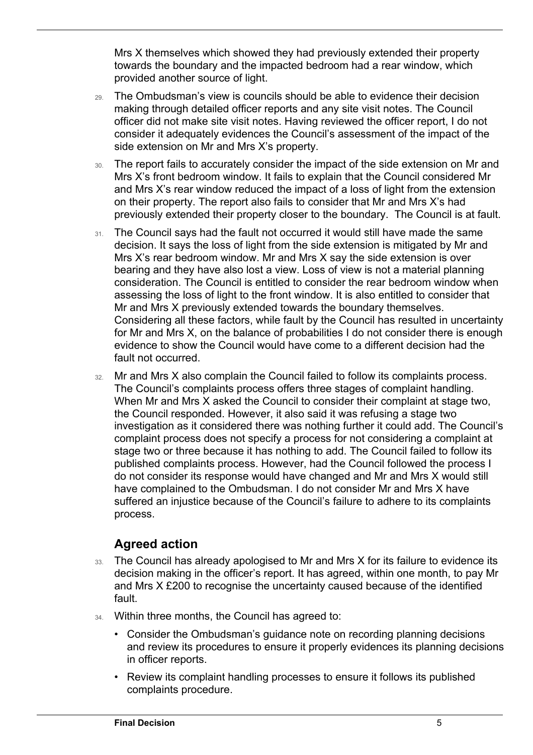Mrs X themselves which showed they had previously extended their property towards the boundary and the impacted bedroom had a rear window, which provided another source of light.

29. The Ombudsman's view is councils should be able to evidence their decision making through detailed officer reports and any site visit notes. The Council officer did not make site visit notes. Having reviewed the officer report, I do not consider it adequately evidences the Council's assessment of the impact of the side extension on Mr and Mrs X's property.

30. The report fails to accurately consider the impact of the side extension on Mr and Mrs X's front bedroom window. It fails to explain that the Council considered Mr and Mrs X's rear window reduced the impact of a loss of light from the extension on their property. The report also fails to consider that Mr and Mrs X's had previously extended their property closer to the boundary. The Council is at fault.

31. The Council says had the fault not occurred it would still have made the same decision. It says the loss of light from the side extension is mitigated by Mr and Mrs X's rear bedroom window. Mr and Mrs X say the side extension is over bearing and they have also lost a view. Loss of view is not a material planning consideration. The Council is entitled to consider the rear bedroom window when assessing the loss of light to the front window. It is also entitled to consider that Mr and Mrs X previously extended towards the boundary themselves. Considering all these factors, while fault by the Council has resulted in uncertainty for Mr and Mrs X, on the balance of probabilities I do not consider there is enough evidence to show the Council would have come to a different decision had the fault not occurred.

32. Mr and Mrs X also complain the Council failed to follow its complaints process. The Council's complaints process offers three stages of complaint handling. When Mr and Mrs X asked the Council to consider their complaint at stage two, the Council responded. However, it also said it was refusing a stage two investigation as it considered there was nothing further it could add. The Council's complaint process does not specify a process for not considering a complaint at stage two or three because it has nothing to add. The Council failed to follow its published complaints process. However, had the Council followed the process I do not consider its response would have changed and Mr and Mrs X would still have complained to the Ombudsman. I do not consider Mr and Mrs X have suffered an injustice because of the Council's failure to adhere to its complaints process.

## Agreed action

33. The Council has already apologised to Mr and Mrs X for its failure to evidence its decision making in the officer's report. It has agreed, within one month, to pay Mr and Mrs X £200 to recognise the uncertainty caused because of the identified fault.

34. Within three months, the Council has agreed to:

- Consider the Ombudsman's guidance note on recording planning decisions and review its procedures to ensure it properly evidences its planning decisions in officer reports.
- Review its complaint handling processes to ensure it follows its published complaints procedure.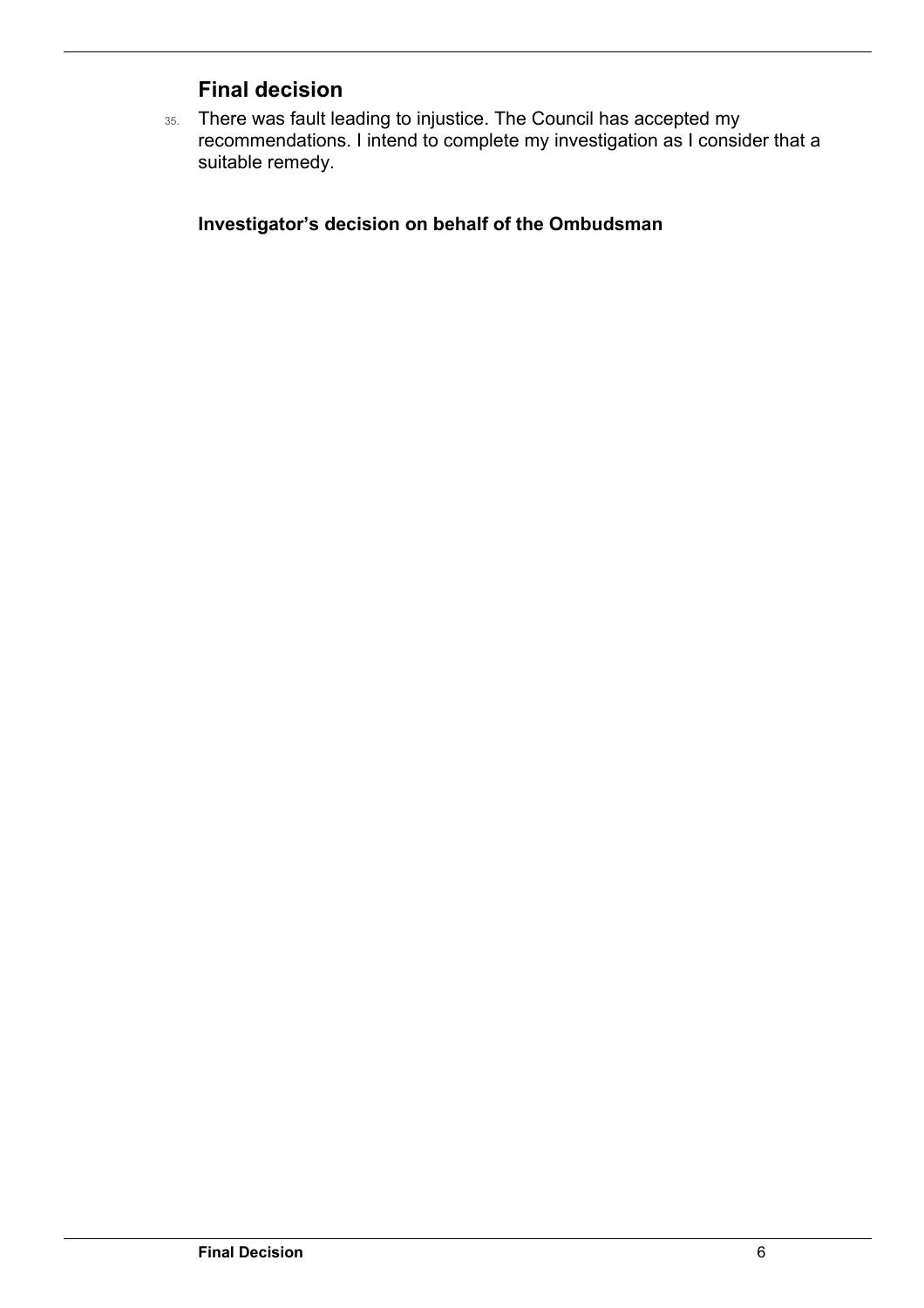## Final decision

35. There was fault leading to injustice. The Council has accepted my recommendations. I intend to complete my investigation as I consider that a suitable remedy.

**Investigator's decision on behalf of the Ombudsman**